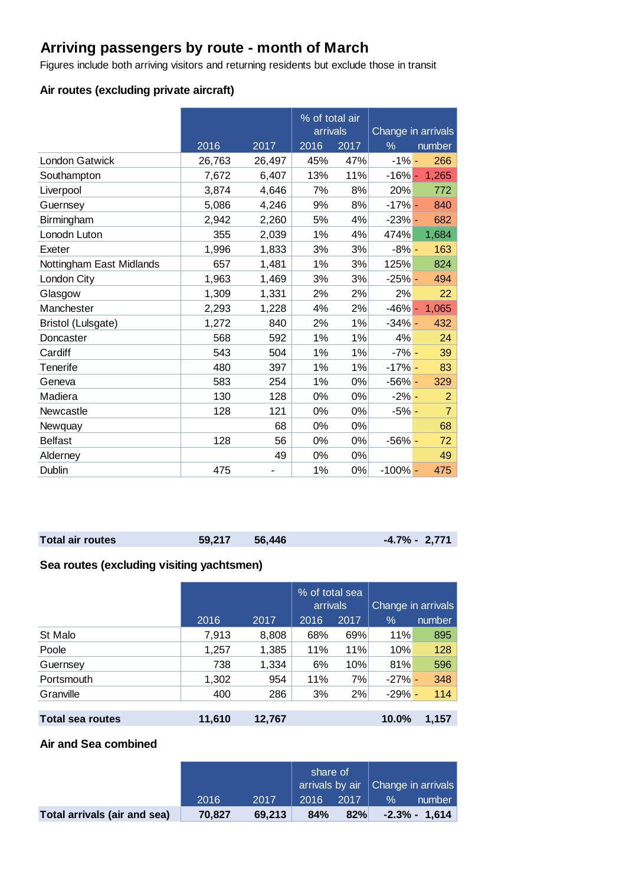# Arriving passengers by route - month of March

Figures include both arriving visitors and returning residents but exclude those in transit

## Air routes (excluding private aircraft)

| | | | % of total air arrivals | | Change in arrivals | |
|---|---|---|---|---|---|---|
| | 2016 | 2017 | 2016 | 2017 | % | number |
| London Gatwick | 26,763 | 26,497 | 45% | 47% | -1% | - 266 |
| Southampton | 7,672 | 6,407 | 13% | 11% | -16% | - 1,265 |
| Liverpool | 3,874 | 4,646 | 7% | 8% | 20% | 772 |
| Guernsey | 5,086 | 4,246 | 9% | 8% | -17% | - 840 |
| Birmingham | 2,942 | 2,260 | 5% | 4% | -23% | - 682 |
| Lonodn Luton | 355 | 2,039 | 1% | 4% | 474% | 1,684 |
| Exeter | 1,996 | 1,833 | 3% | 3% | -8% | - 163 |
| Nottingham East Midlands | 657 | 1,481 | 1% | 3% | 125% | 824 |
| London City | 1,963 | 1,469 | 3% | 3% | -25% | - 494 |
| Glasgow | 1,309 | 1,331 | 2% | 2% | 2% | 22 |
| Manchester | 2,293 | 1,228 | 4% | 2% | -46% | - 1,065 |
| Bristol (Lulsgate) | 1,272 | 840 | 2% | 1% | -34% | - 432 |
| Doncaster | 568 | 592 | 1% | 1% | 4% | 24 |
| Cardiff | 543 | 504 | 1% | 1% | -7% | - 39 |
| Tenerife | 480 | 397 | 1% | 1% | -17% | - 83 |
| Geneva | 583 | 254 | 1% | 0% | -56% | - 329 |
| Madiera | 130 | 128 | 0% | 0% | -2% | - 2 |
| Newcastle | 128 | 121 | 0% | 0% | -5% | - 7 |
| Newquay | | 68 | 0% | 0% | | 68 |
| Belfast | 128 | 56 | 0% | 0% | -56% | - 72 |
| Alderney | | 49 | 0% | 0% | | 49 |
| Dublin | 475 | - | 1% | 0% | -100% | - 475 |
| **Total air routes** | **59,217** | **56,446** | | | **-4.7%** | **- 2,771** |

## Sea routes (excluding visiting yachtsmen)

| | | | % of total sea arrivals | | Change in arrivals | |
|---|---|---|---|---|---|---|
| | 2016 | 2017 | 2016 | 2017 | % | number |
| St Malo | 7,913 | 8,808 | 68% | 69% | 11% | 895 |
| Poole | 1,257 | 1,385 | 11% | 11% | 10% | 128 |
| Guernsey | 738 | 1,334 | 6% | 10% | 81% | 596 |
| Portsmouth | 1,302 | 954 | 11% | 7% | -27% | - 348 |
| Granville | 400 | 286 | 3% | 2% | -29% | - 114 |
| **Total sea routes** | **11,610** | **12,767** | | | **10.0%** | **1,157** |

## Air and Sea combined

| | | | share of arrivals by air | | Change in arrivals | |
|---|---|---|---|---|---|---|
| | 2016 | 2017 | 2016 | 2017 | % | number |
| **Total arrivals (air and sea)** | **70,827** | **69,213** | **84%** | **82%** | **-2.3%** | **- 1,614** |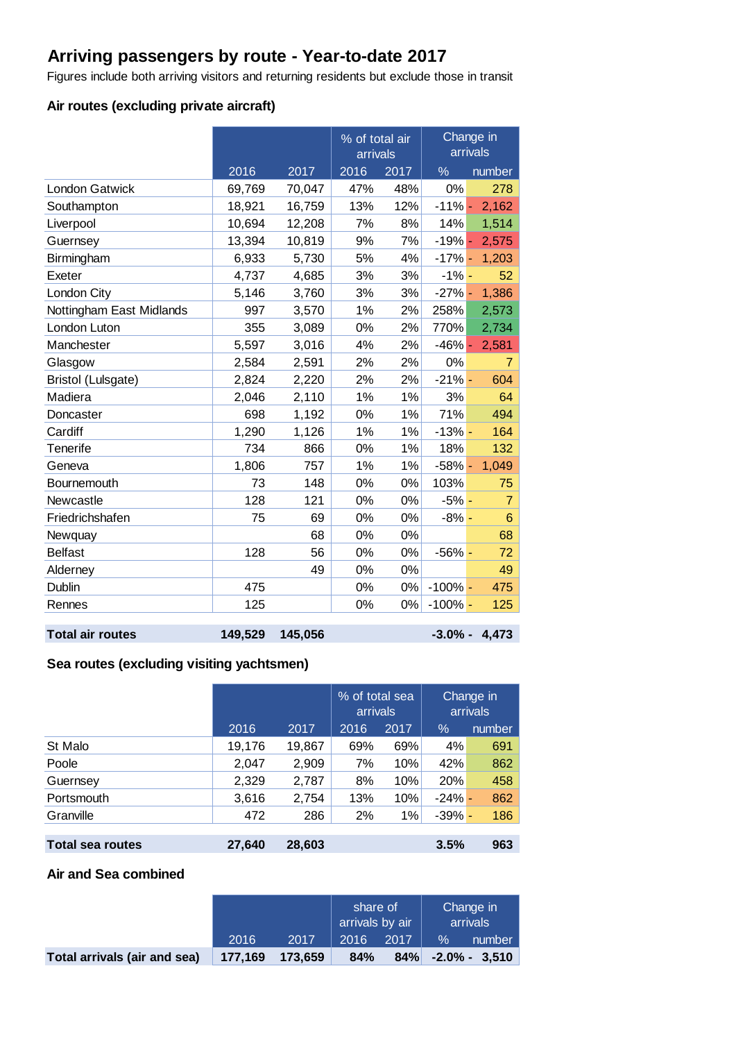# Arriving passengers by route - Year-to-date 2017

Figures include both arriving visitors and returning residents but exclude those in transit

## Air routes (excluding private aircraft)

| | | | % of total air arrivals | | Change in arrivals | |
|---|---|---|---|---|---|---|
| | 2016 | 2017 | 2016 | 2017 | % | number |
| London Gatwick | 69,769 | 70,047 | 47% | 48% | 0% | 278 |
| Southampton | 18,921 | 16,759 | 13% | 12% | -11% | - 2,162 |
| Liverpool | 10,694 | 12,208 | 7% | 8% | 14% | 1,514 |
| Guernsey | 13,394 | 10,819 | 9% | 7% | -19% | - 2,575 |
| Birmingham | 6,933 | 5,730 | 5% | 4% | -17% | - 1,203 |
| Exeter | 4,737 | 4,685 | 3% | 3% | -1% | - 52 |
| London City | 5,146 | 3,760 | 3% | 3% | -27% | - 1,386 |
| Nottingham East Midlands | 997 | 3,570 | 1% | 2% | 258% | 2,573 |
| London Luton | 355 | 3,089 | 0% | 2% | 770% | 2,734 |
| Manchester | 5,597 | 3,016 | 4% | 2% | -46% | - 2,581 |
| Glasgow | 2,584 | 2,591 | 2% | 2% | 0% | 7 |
| Bristol (Lulsgate) | 2,824 | 2,220 | 2% | 2% | -21% | - 604 |
| Madiera | 2,046 | 2,110 | 1% | 1% | 3% | 64 |
| Doncaster | 698 | 1,192 | 0% | 1% | 71% | 494 |
| Cardiff | 1,290 | 1,126 | 1% | 1% | -13% | - 164 |
| Tenerife | 734 | 866 | 0% | 1% | 18% | 132 |
| Geneva | 1,806 | 757 | 1% | 1% | -58% | - 1,049 |
| Bournemouth | 73 | 148 | 0% | 0% | 103% | 75 |
| Newcastle | 128 | 121 | 0% | 0% | -5% | - 7 |
| Friedrichshafen | 75 | 69 | 0% | 0% | -8% | - 6 |
| Newquay | | 68 | 0% | 0% | | 68 |
| Belfast | 128 | 56 | 0% | 0% | -56% | - 72 |
| Alderney | | 49 | 0% | 0% | | 49 |
| Dublin | 475 | | 0% | 0% | -100% | - 475 |
| Rennes | 125 | | 0% | 0% | -100% | - 125 |
| **Total air routes** | **149,529** | **145,056** | | | **-3.0%** | **- 4,473** |

## Sea routes (excluding visiting yachtsmen)

| | | | % of total sea arrivals | | Change in arrivals | |
|---|---|---|---|---|---|---|
| | 2016 | 2017 | 2016 | 2017 | % | number |
| St Malo | 19,176 | 19,867 | 69% | 69% | 4% | 691 |
| Poole | 2,047 | 2,909 | 7% | 10% | 42% | 862 |
| Guernsey | 2,329 | 2,787 | 8% | 10% | 20% | 458 |
| Portsmouth | 3,616 | 2,754 | 13% | 10% | -24% | - 862 |
| Granville | 472 | 286 | 2% | 1% | -39% | - 186 |
| **Total sea routes** | **27,640** | **28,603** | | | **3.5%** | **963** |

## Air and Sea combined

| | | | share of arrivals by air | | Change in arrivals | |
|---|---|---|---|---|---|---|
| | 2016 | 2017 | 2016 | 2017 | % | number |
| **Total arrivals (air and sea)** | **177,169** | **173,659** | **84%** | **84%** | **-2.0%** | **- 3,510** |